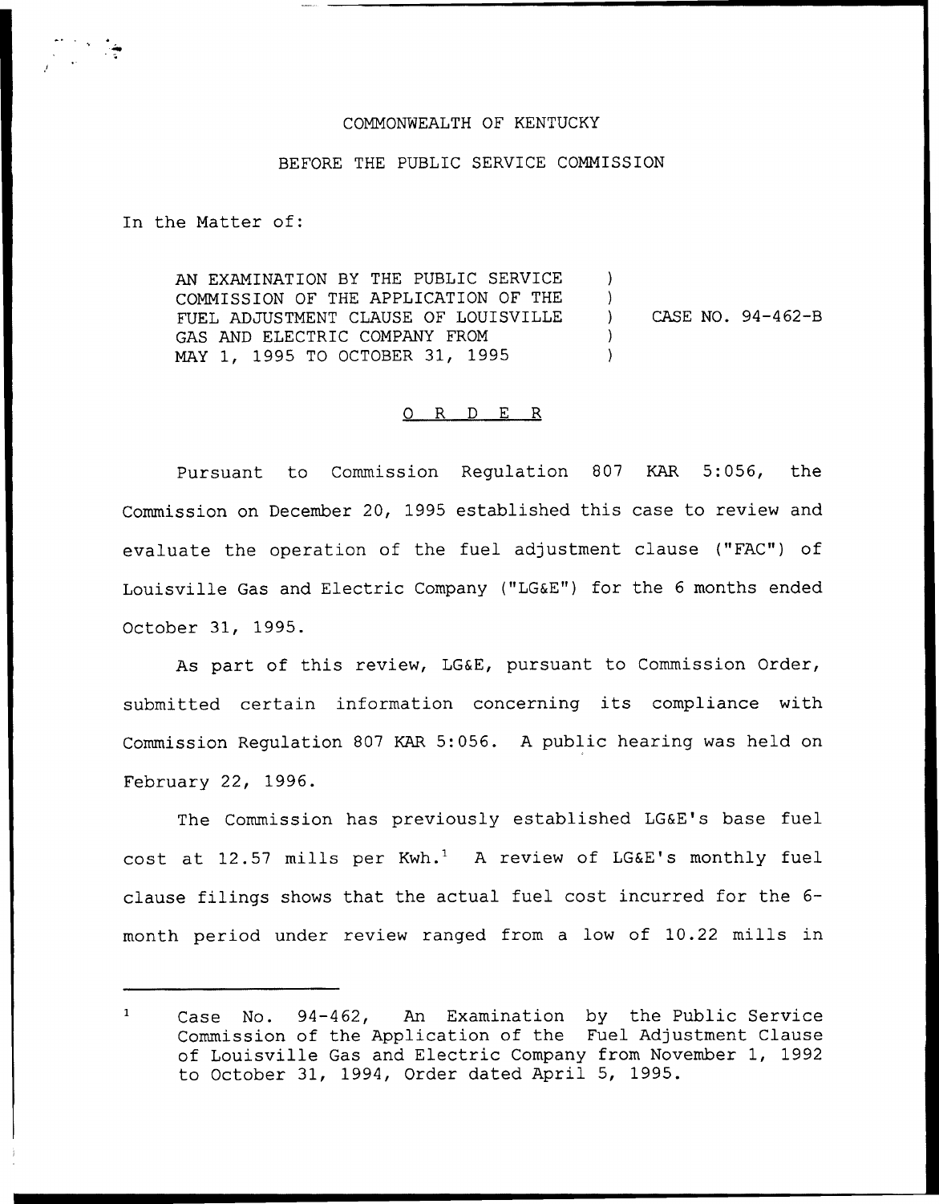COMMONWEALTH OF KENTUCKY

BEFORE THE PUBLIC SERVICE COMMISSION

In the Matter of:

| | | |
|---|---|---|
| AN EXAMINATION BY THE PUBLIC SERVICE COMMISSION OF THE APPLICATION OF THE FUEL ADJUSTMENT CLAUSE OF LOUISVILLE GAS AND ELECTRIC COMPANY FROM MAY 1, 1995 TO OCTOBER 31, 1995 | ) | CASE NO. 94-462-B |

O R D E R

Pursuant to Commission Regulation 807 KAR 5:056, the Commission on December 20, 1995 established this case to review and evaluate the operation of the fuel adjustment clause ("FAC") of Louisville Gas and Electric Company ("LG&E") for the 6 months ended October 31, 1995.

As part of this review, LG&E, pursuant to Commission Order, submitted certain information concerning its compliance with Commission Regulation 807 KAR 5:056. A public hearing was held on February 22, 1996.

The Commission has previously established LG&E's base fuel cost at 12.57 mills per Kwh.[1] A review of LG&E's monthly fuel clause filings shows that the actual fuel cost incurred for the 6-month period under review ranged from a low of 10.22 mills in

[1] Case No. 94-462, An Examination by the Public Service Commission of the Application of the Fuel Adjustment Clause of Louisville Gas and Electric Company from November 1, 1992 to October 31, 1994, Order dated April 5, 1995.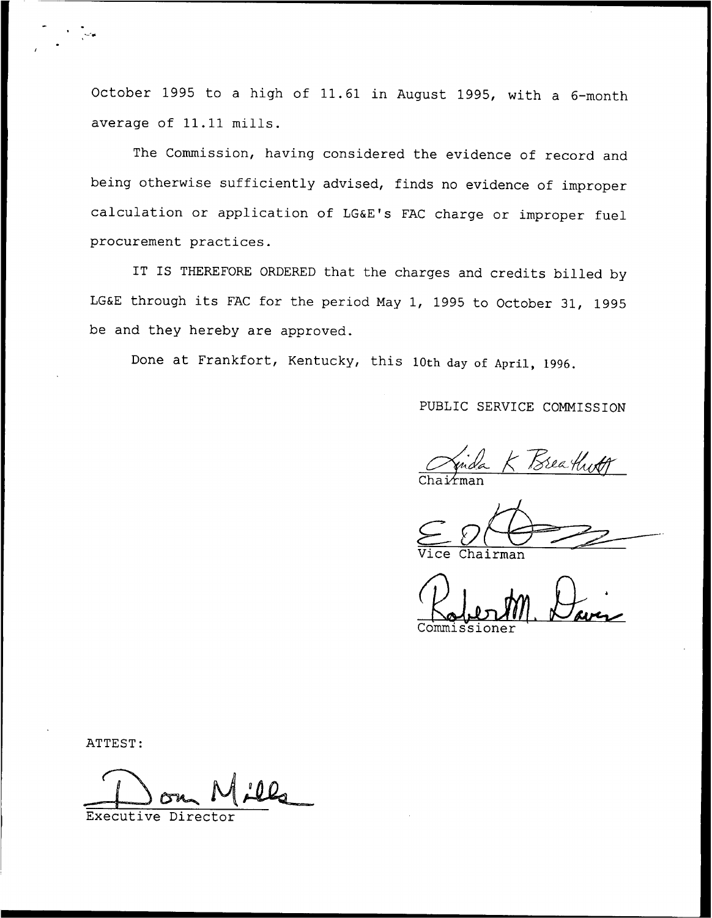October 1995 to a high of 11.61 in August 1995, with a 6-month average of 11.11 mills.

The Commission, having considered the evidence of record and being otherwise sufficiently advised, finds no evidence of improper calculation or application of LG&E's FAC charge or improper fuel procurement practices.

IT IS THEREFORE ORDERED that the charges and credits billed by LG&E through its FAC for the period May 1, 1995 to October 31, 1995 be and they hereby are approved.

Done at Frankfort, Kentucky, this 10th day of April, 1996.

PUBLIC SERVICE COMMISSION

Linda K Breathitt
Chairman

Vice Chairman

Robert M. Davis
Commissioner

ATTEST:

Don Mills
Executive Director